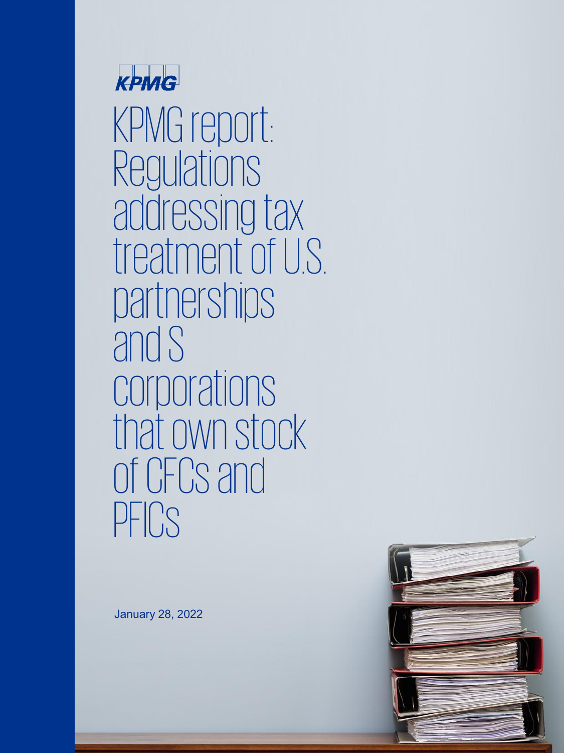KPMG

# KPMG report: Regulations addressing tax treatment of U.S. partnerships and S corporations that own stock of CFCs and PFICs

January 28, 2022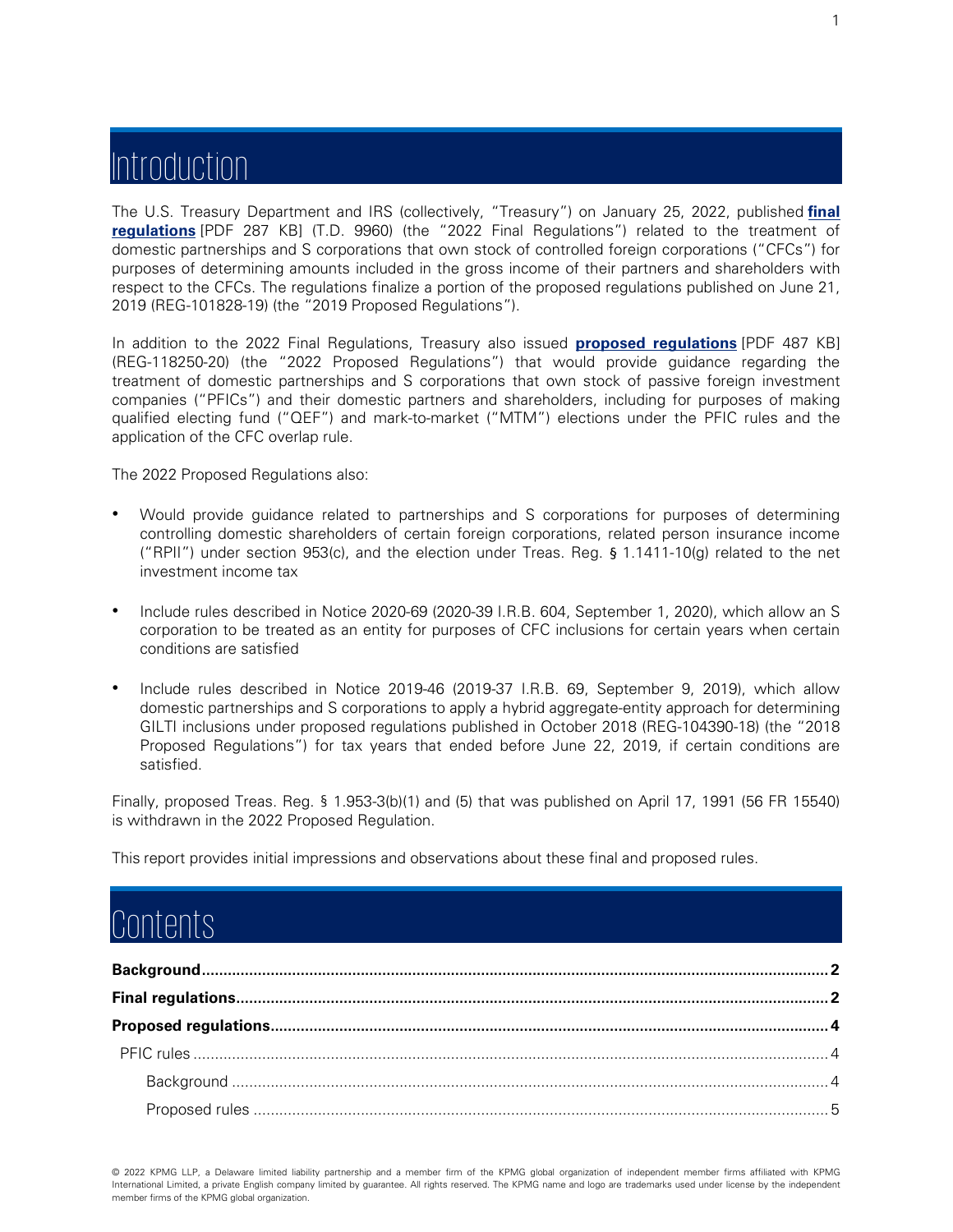# Introduction

The U.S. Treasury Department and IRS (collectively, "Treasury") on January 25, 2022, published **final regulations** [PDF 287 KB] (T.D. 9960) (the "2022 Final Regulations") related to the treatment of domestic partnerships and S corporations that own stock of controlled foreign corporations ("CFCs") for purposes of determining amounts included in the gross income of their partners and shareholders with respect to the CFCs. The regulations finalize a portion of the proposed regulations published on June 21, 2019 (REG-101828-19) (the "2019 Proposed Regulations").

In addition to the 2022 Final Regulations, Treasury also issued **proposed regulations** [PDF 487 KB] (REG-118250-20) (the "2022 Proposed Regulations") that would provide guidance regarding the treatment of domestic partnerships and S corporations that own stock of passive foreign investment companies ("PFICs") and their domestic partners and shareholders, including for purposes of making qualified electing fund ("QEF") and mark-to-market ("MTM") elections under the PFIC rules and the application of the CFC overlap rule.

The 2022 Proposed Regulations also:

- Would provide guidance related to partnerships and S corporations for purposes of determining controlling domestic shareholders of certain foreign corporations, related person insurance income ("RPII") under section 953(c), and the election under Treas. Reg. § 1.1411-10(g) related to the net investment income tax
- Include rules described in Notice 2020-69 (2020-39 I.R.B. 604, September 1, 2020), which allow an S corporation to be treated as an entity for purposes of CFC inclusions for certain years when certain conditions are satisfied
- Include rules described in Notice 2019-46 (2019-37 I.R.B. 69, September 9, 2019), which allow domestic partnerships and S corporations to apply a hybrid aggregate-entity approach for determining GILTI inclusions under proposed regulations published in October 2018 (REG-104390-18) (the "2018 Proposed Regulations") for tax years that ended before June 22, 2019, if certain conditions are satisfied.

Finally, proposed Treas. Reg. § 1.953-3(b)(1) and (5) that was published on April 17, 1991 (56 FR 15540) is withdrawn in the 2022 Proposed Regulation.

This report provides initial impressions and observations about these final and proposed rules.

# Contents

**Background** .......... **2**

**Final regulations** .......... **2**

**Proposed regulations** .......... **4**

- PFIC rules .......... 4
  - Background .......... 4
  - Proposed rules .......... 5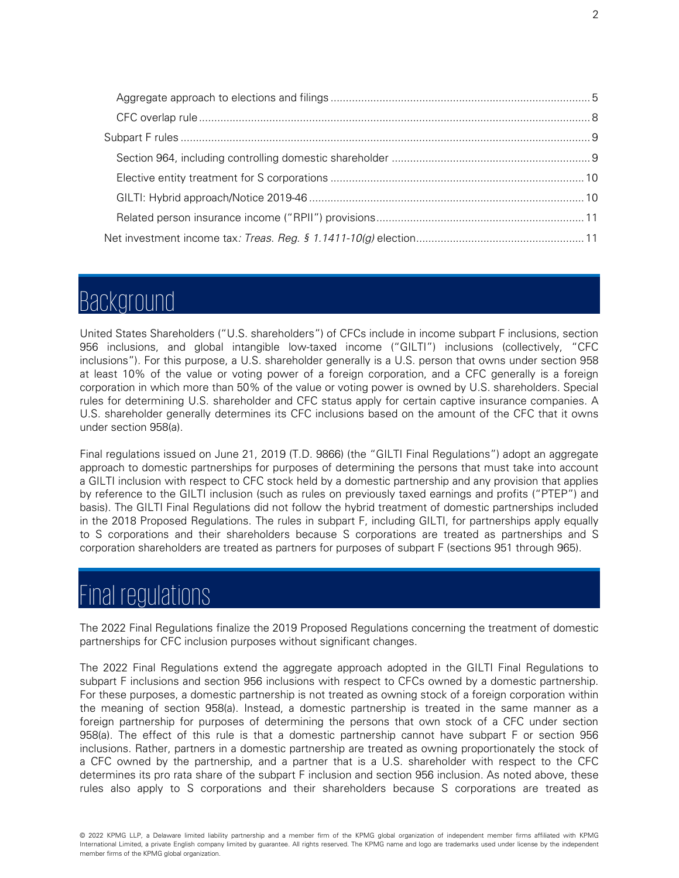- Aggregate approach to elections and filings .................... 5
- CFC overlap rule .................... 8
- Subpart F rules .................... 9
  - Section 964, including controlling domestic shareholder .................... 9
  - Elective entity treatment for S corporations .................... 10
  - GILTI: Hybrid approach/Notice 2019-46 .................... 10
  - Related person insurance income ("RPII") provisions .................... 11
- Net investment income tax: *Treas. Reg. § 1.1411-10(g)* election .................... 11

# Background

United States Shareholders ("U.S. shareholders") of CFCs include in income subpart F inclusions, section 956 inclusions, and global intangible low-taxed income ("GILTI") inclusions (collectively, "CFC inclusions"). For this purpose, a U.S. shareholder generally is a U.S. person that owns under section 958 at least 10% of the value or voting power of a foreign corporation, and a CFC generally is a foreign corporation in which more than 50% of the value or voting power is owned by U.S. shareholders. Special rules for determining U.S. shareholder and CFC status apply for certain captive insurance companies. A U.S. shareholder generally determines its CFC inclusions based on the amount of the CFC that it owns under section 958(a).

Final regulations issued on June 21, 2019 (T.D. 9866) (the "GILTI Final Regulations") adopt an aggregate approach to domestic partnerships for purposes of determining the persons that must take into account a GILTI inclusion with respect to CFC stock held by a domestic partnership and any provision that applies by reference to the GILTI inclusion (such as rules on previously taxed earnings and profits ("PTEP") and basis). The GILTI Final Regulations did not follow the hybrid treatment of domestic partnerships included in the 2018 Proposed Regulations. The rules in subpart F, including GILTI, for partnerships apply equally to S corporations and their shareholders because S corporations are treated as partnerships and S corporation shareholders are treated as partners for purposes of subpart F (sections 951 through 965).

# Final regulations

The 2022 Final Regulations finalize the 2019 Proposed Regulations concerning the treatment of domestic partnerships for CFC inclusion purposes without significant changes.

The 2022 Final Regulations extend the aggregate approach adopted in the GILTI Final Regulations to subpart F inclusions and section 956 inclusions with respect to CFCs owned by a domestic partnership. For these purposes, a domestic partnership is not treated as owning stock of a foreign corporation within the meaning of section 958(a). Instead, a domestic partnership is treated in the same manner as a foreign partnership for purposes of determining the persons that own stock of a CFC under section 958(a). The effect of this rule is that a domestic partnership cannot have subpart F or section 956 inclusions. Rather, partners in a domestic partnership are treated as owning proportionately the stock of a CFC owned by the partnership, and a partner that is a U.S. shareholder with respect to the CFC determines its pro rata share of the subpart F inclusion and section 956 inclusion. As noted above, these rules also apply to S corporations and their shareholders because S corporations are treated as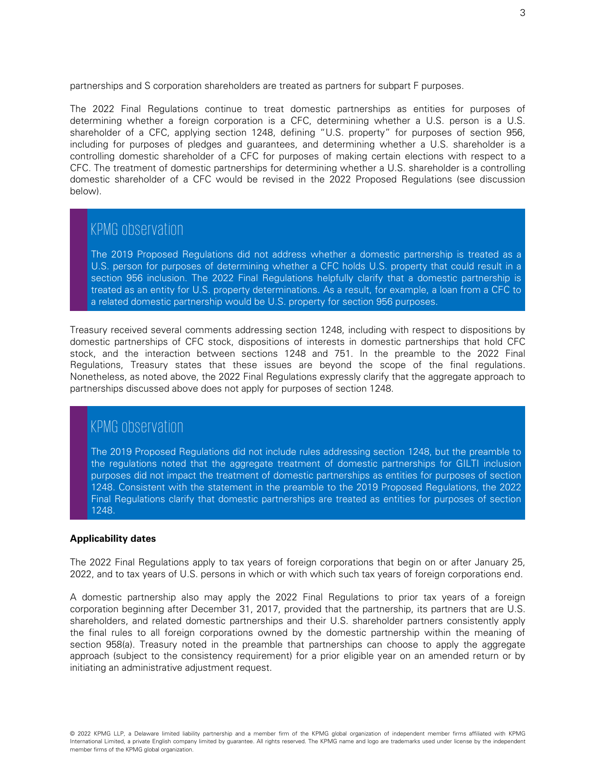partnerships and S corporation shareholders are treated as partners for subpart F purposes.

The 2022 Final Regulations continue to treat domestic partnerships as entities for purposes of determining whether a foreign corporation is a CFC, determining whether a U.S. person is a U.S. shareholder of a CFC, applying section 1248, defining "U.S. property" for purposes of section 956, including for purposes of pledges and guarantees, and determining whether a U.S. shareholder is a controlling domestic shareholder of a CFC for purposes of making certain elections with respect to a CFC. The treatment of domestic partnerships for determining whether a U.S. shareholder is a controlling domestic shareholder of a CFC would be revised in the 2022 Proposed Regulations (see discussion below).

### KPMG observation

The 2019 Proposed Regulations did not address whether a domestic partnership is treated as a U.S. person for purposes of determining whether a CFC holds U.S. property that could result in a section 956 inclusion. The 2022 Final Regulations helpfully clarify that a domestic partnership is treated as an entity for U.S. property determinations. As a result, for example, a loan from a CFC to a related domestic partnership would be U.S. property for section 956 purposes.

Treasury received several comments addressing section 1248, including with respect to dispositions by domestic partnerships of CFC stock, dispositions of interests in domestic partnerships that hold CFC stock, and the interaction between sections 1248 and 751. In the preamble to the 2022 Final Regulations, Treasury states that these issues are beyond the scope of the final regulations. Nonetheless, as noted above, the 2022 Final Regulations expressly clarify that the aggregate approach to partnerships discussed above does not apply for purposes of section 1248.

### KPMG observation

The 2019 Proposed Regulations did not include rules addressing section 1248, but the preamble to the regulations noted that the aggregate treatment of domestic partnerships for GILTI inclusion purposes did not impact the treatment of domestic partnerships as entities for purposes of section 1248. Consistent with the statement in the preamble to the 2019 Proposed Regulations, the 2022 Final Regulations clarify that domestic partnerships are treated as entities for purposes of section 1248.

**Applicability dates**

The 2022 Final Regulations apply to tax years of foreign corporations that begin on or after January 25, 2022, and to tax years of U.S. persons in which or with which such tax years of foreign corporations end.

A domestic partnership also may apply the 2022 Final Regulations to prior tax years of a foreign corporation beginning after December 31, 2017, provided that the partnership, its partners that are U.S. shareholders, and related domestic partnerships and their U.S. shareholder partners consistently apply the final rules to all foreign corporations owned by the domestic partnership within the meaning of section 958(a). Treasury noted in the preamble that partnerships can choose to apply the aggregate approach (subject to the consistency requirement) for a prior eligible year on an amended return or by initiating an administrative adjustment request.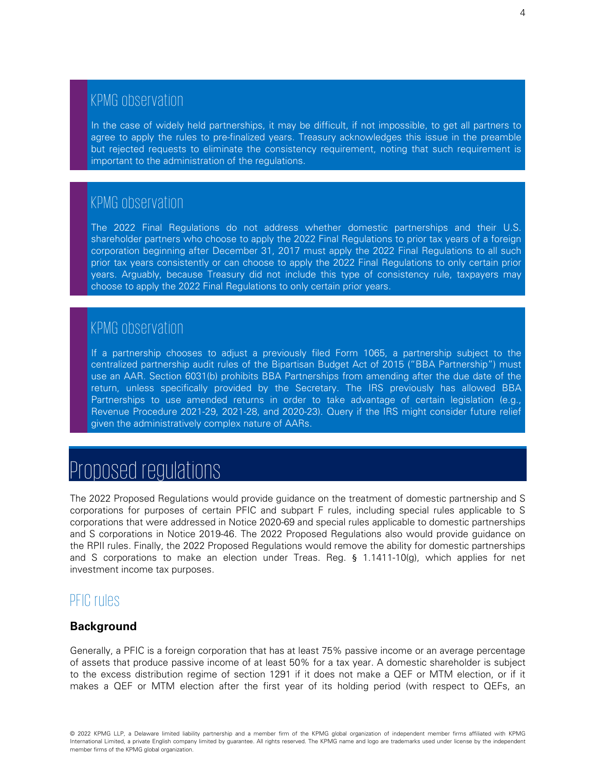### KPMG observation

In the case of widely held partnerships, it may be difficult, if not impossible, to get all partners to agree to apply the rules to pre-finalized years. Treasury acknowledges this issue in the preamble but rejected requests to eliminate the consistency requirement, noting that such requirement is important to the administration of the regulations.

### KPMG observation

The 2022 Final Regulations do not address whether domestic partnerships and their U.S. shareholder partners who choose to apply the 2022 Final Regulations to prior tax years of a foreign corporation beginning after December 31, 2017 must apply the 2022 Final Regulations to all such prior tax years consistently or can choose to apply the 2022 Final Regulations to only certain prior years. Arguably, because Treasury did not include this type of consistency rule, taxpayers may choose to apply the 2022 Final Regulations to only certain prior years.

### KPMG observation

If a partnership chooses to adjust a previously filed Form 1065, a partnership subject to the centralized partnership audit rules of the Bipartisan Budget Act of 2015 ("BBA Partnership") must use an AAR. Section 6031(b) prohibits BBA Partnerships from amending after the due date of the return, unless specifically provided by the Secretary. The IRS previously has allowed BBA Partnerships to use amended returns in order to take advantage of certain legislation (e.g., Revenue Procedure 2021-29, 2021-28, and 2020-23). Query if the IRS might consider future relief given the administratively complex nature of AARs.

# Proposed regulations

The 2022 Proposed Regulations would provide guidance on the treatment of domestic partnership and S corporations for purposes of certain PFIC and subpart F rules, including special rules applicable to S corporations that were addressed in Notice 2020-69 and special rules applicable to domestic partnerships and S corporations in Notice 2019-46. The 2022 Proposed Regulations also would provide guidance on the RPII rules. Finally, the 2022 Proposed Regulations would remove the ability for domestic partnerships and S corporations to make an election under Treas. Reg. § 1.1411-10(g), which applies for net investment income tax purposes.

## PFIC rules

### Background

Generally, a PFIC is a foreign corporation that has at least 75% passive income or an average percentage of assets that produce passive income of at least 50% for a tax year. A domestic shareholder is subject to the excess distribution regime of section 1291 if it does not make a QEF or MTM election, or if it makes a QEF or MTM election after the first year of its holding period (with respect to QEFs, an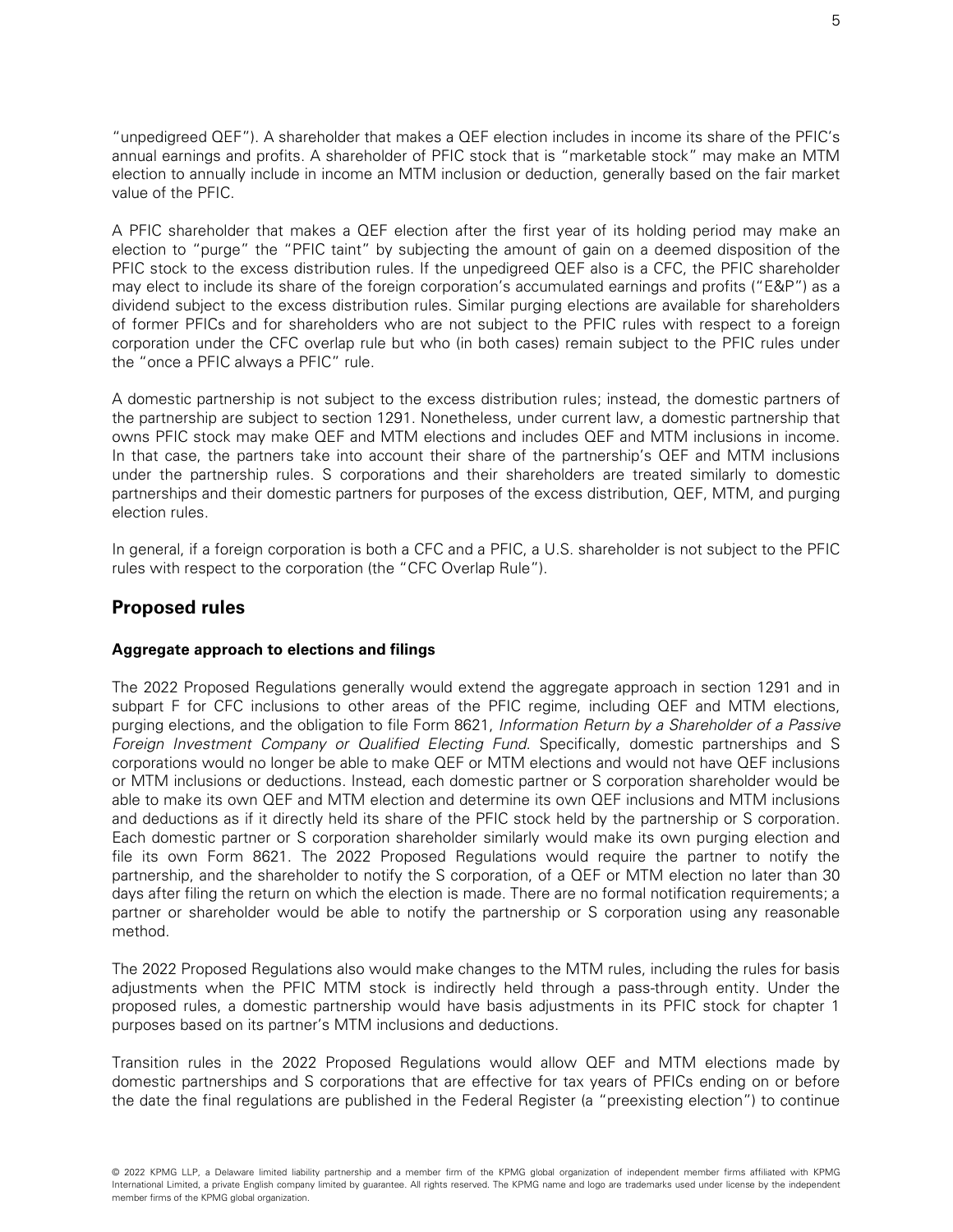"unpedigreed QEF"). A shareholder that makes a QEF election includes in income its share of the PFIC's annual earnings and profits. A shareholder of PFIC stock that is "marketable stock" may make an MTM election to annually include in income an MTM inclusion or deduction, generally based on the fair market value of the PFIC.

A PFIC shareholder that makes a QEF election after the first year of its holding period may make an election to "purge" the "PFIC taint" by subjecting the amount of gain on a deemed disposition of the PFIC stock to the excess distribution rules. If the unpedigreed QEF also is a CFC, the PFIC shareholder may elect to include its share of the foreign corporation's accumulated earnings and profits ("E&P") as a dividend subject to the excess distribution rules. Similar purging elections are available for shareholders of former PFICs and for shareholders who are not subject to the PFIC rules with respect to a foreign corporation under the CFC overlap rule but who (in both cases) remain subject to the PFIC rules under the "once a PFIC always a PFIC" rule.

A domestic partnership is not subject to the excess distribution rules; instead, the domestic partners of the partnership are subject to section 1291. Nonetheless, under current law, a domestic partnership that owns PFIC stock may make QEF and MTM elections and includes QEF and MTM inclusions in income. In that case, the partners take into account their share of the partnership's QEF and MTM inclusions under the partnership rules. S corporations and their shareholders are treated similarly to domestic partnerships and their domestic partners for purposes of the excess distribution, QEF, MTM, and purging election rules.

In general, if a foreign corporation is both a CFC and a PFIC, a U.S. shareholder is not subject to the PFIC rules with respect to the corporation (the "CFC Overlap Rule").

## Proposed rules

### Aggregate approach to elections and filings

The 2022 Proposed Regulations generally would extend the aggregate approach in section 1291 and in subpart F for CFC inclusions to other areas of the PFIC regime, including QEF and MTM elections, purging elections, and the obligation to file Form 8621, *Information Return by a Shareholder of a Passive Foreign Investment Company or Qualified Electing Fund*. Specifically, domestic partnerships and S corporations would no longer be able to make QEF or MTM elections and would not have QEF inclusions or MTM inclusions or deductions. Instead, each domestic partner or S corporation shareholder would be able to make its own QEF and MTM election and determine its own QEF inclusions and MTM inclusions and deductions as if it directly held its share of the PFIC stock held by the partnership or S corporation. Each domestic partner or S corporation shareholder similarly would make its own purging election and file its own Form 8621. The 2022 Proposed Regulations would require the partner to notify the partnership, and the shareholder to notify the S corporation, of a QEF or MTM election no later than 30 days after filing the return on which the election is made. There are no formal notification requirements; a partner or shareholder would be able to notify the partnership or S corporation using any reasonable method.

The 2022 Proposed Regulations also would make changes to the MTM rules, including the rules for basis adjustments when the PFIC MTM stock is indirectly held through a pass-through entity. Under the proposed rules, a domestic partnership would have basis adjustments in its PFIC stock for chapter 1 purposes based on its partner's MTM inclusions and deductions.

Transition rules in the 2022 Proposed Regulations would allow QEF and MTM elections made by domestic partnerships and S corporations that are effective for tax years of PFICs ending on or before the date the final regulations are published in the Federal Register (a "preexisting election") to continue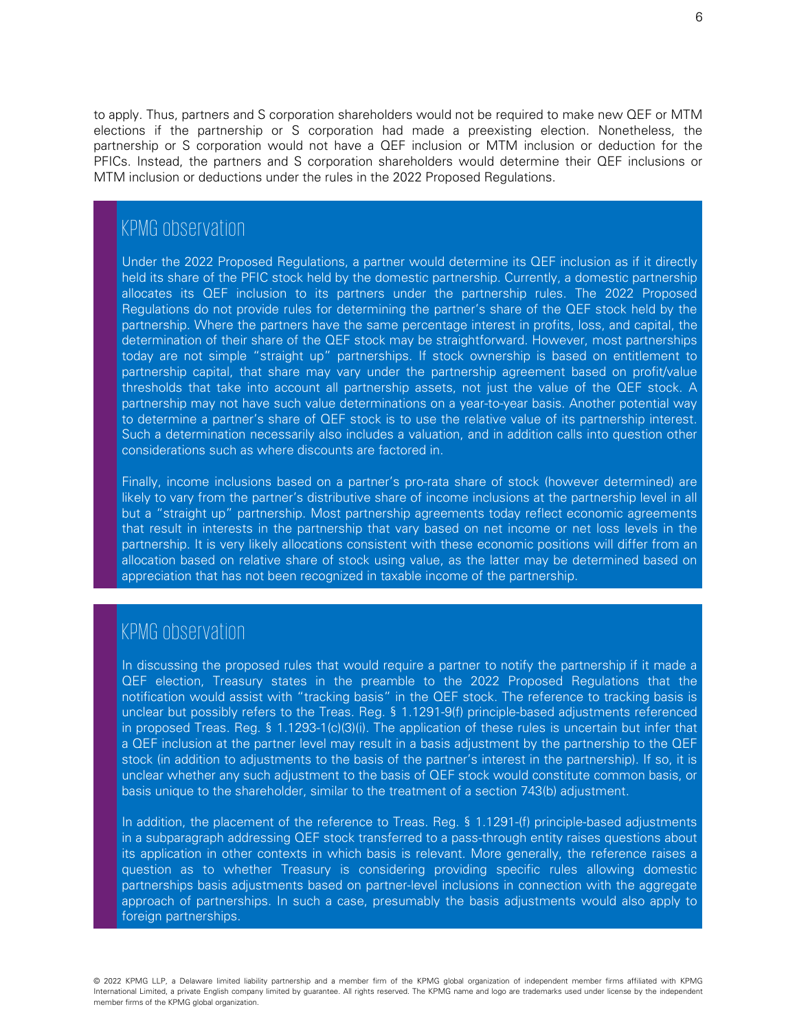to apply. Thus, partners and S corporation shareholders would not be required to make new QEF or MTM elections if the partnership or S corporation had made a preexisting election. Nonetheless, the partnership or S corporation would not have a QEF inclusion or MTM inclusion or deduction for the PFICs. Instead, the partners and S corporation shareholders would determine their QEF inclusions or MTM inclusion or deductions under the rules in the 2022 Proposed Regulations.

## KPMG observation

Under the 2022 Proposed Regulations, a partner would determine its QEF inclusion as if it directly held its share of the PFIC stock held by the domestic partnership. Currently, a domestic partnership allocates its QEF inclusion to its partners under the partnership rules. The 2022 Proposed Regulations do not provide rules for determining the partner's share of the QEF stock held by the partnership. Where the partners have the same percentage interest in profits, loss, and capital, the determination of their share of the QEF stock may be straightforward. However, most partnerships today are not simple "straight up" partnerships. If stock ownership is based on entitlement to partnership capital, that share may vary under the partnership agreement based on profit/value thresholds that take into account all partnership assets, not just the value of the QEF stock. A partnership may not have such value determinations on a year-to-year basis. Another potential way to determine a partner's share of QEF stock is to use the relative value of its partnership interest. Such a determination necessarily also includes a valuation, and in addition calls into question other considerations such as where discounts are factored in.

Finally, income inclusions based on a partner's pro-rata share of stock (however determined) are likely to vary from the partner's distributive share of income inclusions at the partnership level in all but a "straight up" partnership. Most partnership agreements today reflect economic agreements that result in interests in the partnership that vary based on net income or net loss levels in the partnership. It is very likely allocations consistent with these economic positions will differ from an allocation based on relative share of stock using value, as the latter may be determined based on appreciation that has not been recognized in taxable income of the partnership.

## KPMG observation

In discussing the proposed rules that would require a partner to notify the partnership if it made a QEF election, Treasury states in the preamble to the 2022 Proposed Regulations that the notification would assist with "tracking basis" in the QEF stock. The reference to tracking basis is unclear but possibly refers to the Treas. Reg. § 1.1291-9(f) principle-based adjustments referenced in proposed Treas. Reg. § 1.1293-1(c)(3)(i). The application of these rules is uncertain but infer that a QEF inclusion at the partner level may result in a basis adjustment by the partnership to the QEF stock (in addition to adjustments to the basis of the partner's interest in the partnership). If so, it is unclear whether any such adjustment to the basis of QEF stock would constitute common basis, or basis unique to the shareholder, similar to the treatment of a section 743(b) adjustment.

In addition, the placement of the reference to Treas. Reg. § 1.1291-(f) principle-based adjustments in a subparagraph addressing QEF stock transferred to a pass-through entity raises questions about its application in other contexts in which basis is relevant. More generally, the reference raises a question as to whether Treasury is considering providing specific rules allowing domestic partnerships basis adjustments based on partner-level inclusions in connection with the aggregate approach of partnerships. In such a case, presumably the basis adjustments would also apply to foreign partnerships.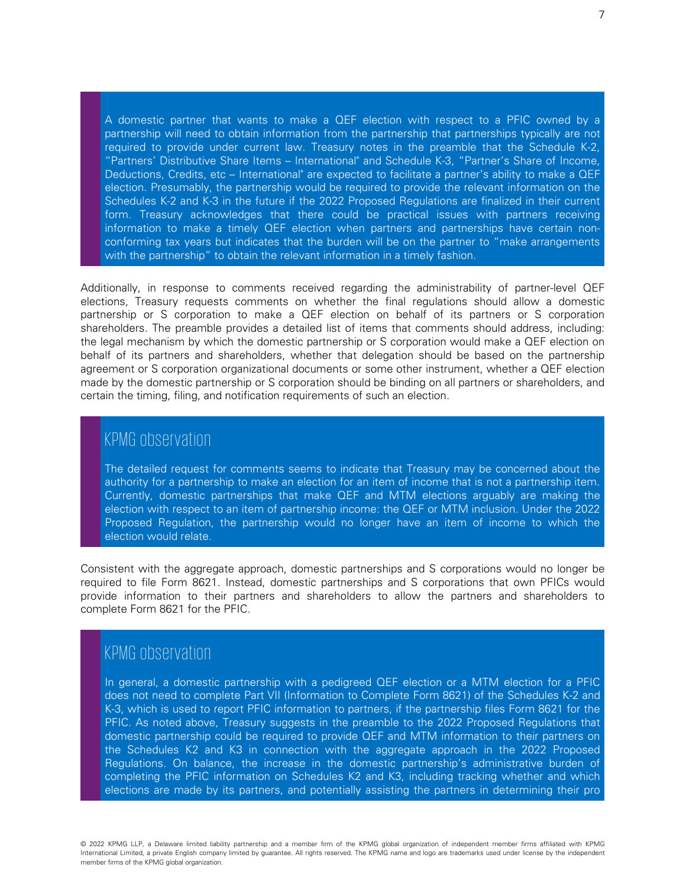A domestic partner that wants to make a QEF election with respect to a PFIC owned by a partnership will need to obtain information from the partnership that partnerships typically are not required to provide under current law. Treasury notes in the preamble that the Schedule K-2, "Partners' Distributive Share Items – International" and Schedule K-3, "Partner's Share of Income, Deductions, Credits, etc – International" are expected to facilitate a partner's ability to make a QEF election. Presumably, the partnership would be required to provide the relevant information on the Schedules K-2 and K-3 in the future if the 2022 Proposed Regulations are finalized in their current form. Treasury acknowledges that there could be practical issues with partners receiving information to make a timely QEF election when partners and partnerships have certain non-conforming tax years but indicates that the burden will be on the partner to "make arrangements with the partnership" to obtain the relevant information in a timely fashion.

Additionally, in response to comments received regarding the administrability of partner-level QEF elections, Treasury requests comments on whether the final regulations should allow a domestic partnership or S corporation to make a QEF election on behalf of its partners or S corporation shareholders. The preamble provides a detailed list of items that comments should address, including: the legal mechanism by which the domestic partnership or S corporation would make a QEF election on behalf of its partners and shareholders, whether that delegation should be based on the partnership agreement or S corporation organizational documents or some other instrument, whether a QEF election made by the domestic partnership or S corporation should be binding on all partners or shareholders, and certain the timing, filing, and notification requirements of such an election.

## KPMG observation

The detailed request for comments seems to indicate that Treasury may be concerned about the authority for a partnership to make an election for an item of income that is not a partnership item. Currently, domestic partnerships that make QEF and MTM elections arguably are making the election with respect to an item of partnership income: the QEF or MTM inclusion. Under the 2022 Proposed Regulation, the partnership would no longer have an item of income to which the election would relate.

Consistent with the aggregate approach, domestic partnerships and S corporations would no longer be required to file Form 8621. Instead, domestic partnerships and S corporations that own PFICs would provide information to their partners and shareholders to allow the partners and shareholders to complete Form 8621 for the PFIC.

## KPMG observation

In general, a domestic partnership with a pedigreed QEF election or a MTM election for a PFIC does not need to complete Part VII (Information to Complete Form 8621) of the Schedules K-2 and K-3, which is used to report PFIC information to partners, if the partnership files Form 8621 for the PFIC. As noted above, Treasury suggests in the preamble to the 2022 Proposed Regulations that domestic partnership could be required to provide QEF and MTM information to their partners on the Schedules K2 and K3 in connection with the aggregate approach in the 2022 Proposed Regulations. On balance, the increase in the domestic partnership's administrative burden of completing the PFIC information on Schedules K2 and K3, including tracking whether and which elections are made by its partners, and potentially assisting the partners in determining their pro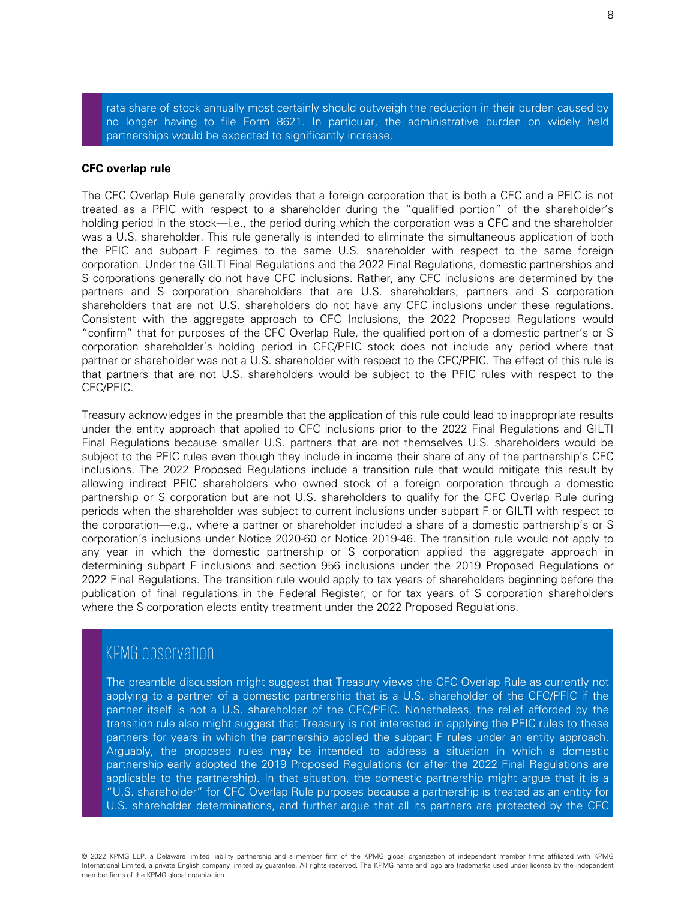rata share of stock annually most certainly should outweigh the reduction in their burden caused by no longer having to file Form 8621. In particular, the administrative burden on widely held partnerships would be expected to significantly increase.

**CFC overlap rule**

The CFC Overlap Rule generally provides that a foreign corporation that is both a CFC and a PFIC is not treated as a PFIC with respect to a shareholder during the "qualified portion" of the shareholder's holding period in the stock—i.e., the period during which the corporation was a CFC and the shareholder was a U.S. shareholder. This rule generally is intended to eliminate the simultaneous application of both the PFIC and subpart F regimes to the same U.S. shareholder with respect to the same foreign corporation. Under the GILTI Final Regulations and the 2022 Final Regulations, domestic partnerships and S corporations generally do not have CFC inclusions. Rather, any CFC inclusions are determined by the partners and S corporation shareholders that are U.S. shareholders; partners and S corporation shareholders that are not U.S. shareholders do not have any CFC inclusions under these regulations. Consistent with the aggregate approach to CFC Inclusions, the 2022 Proposed Regulations would "confirm" that for purposes of the CFC Overlap Rule, the qualified portion of a domestic partner's or S corporation shareholder's holding period in CFC/PFIC stock does not include any period where that partner or shareholder was not a U.S. shareholder with respect to the CFC/PFIC. The effect of this rule is that partners that are not U.S. shareholders would be subject to the PFIC rules with respect to the CFC/PFIC.

Treasury acknowledges in the preamble that the application of this rule could lead to inappropriate results under the entity approach that applied to CFC inclusions prior to the 2022 Final Regulations and GILTI Final Regulations because smaller U.S. partners that are not themselves U.S. shareholders would be subject to the PFIC rules even though they include in income their share of any of the partnership's CFC inclusions. The 2022 Proposed Regulations include a transition rule that would mitigate this result by allowing indirect PFIC shareholders who owned stock of a foreign corporation through a domestic partnership or S corporation but are not U.S. shareholders to qualify for the CFC Overlap Rule during periods when the shareholder was subject to current inclusions under subpart F or GILTI with respect to the corporation—e.g., where a partner or shareholder included a share of a domestic partnership's or S corporation's inclusions under Notice 2020-60 or Notice 2019-46. The transition rule would not apply to any year in which the domestic partnership or S corporation applied the aggregate approach in determining subpart F inclusions and section 956 inclusions under the 2019 Proposed Regulations or 2022 Final Regulations. The transition rule would apply to tax years of shareholders beginning before the publication of final regulations in the Federal Register, or for tax years of S corporation shareholders where the S corporation elects entity treatment under the 2022 Proposed Regulations.

## KPMG observation

The preamble discussion might suggest that Treasury views the CFC Overlap Rule as currently not applying to a partner of a domestic partnership that is a U.S. shareholder of the CFC/PFIC if the partner itself is not a U.S. shareholder of the CFC/PFIC. Nonetheless, the relief afforded by the transition rule also might suggest that Treasury is not interested in applying the PFIC rules to these partners for years in which the partnership applied the subpart F rules under an entity approach. Arguably, the proposed rules may be intended to address a situation in which a domestic partnership early adopted the 2019 Proposed Regulations (or after the 2022 Final Regulations are applicable to the partnership). In that situation, the domestic partnership might argue that it is a "U.S. shareholder" for CFC Overlap Rule purposes because a partnership is treated as an entity for U.S. shareholder determinations, and further argue that all its partners are protected by the CFC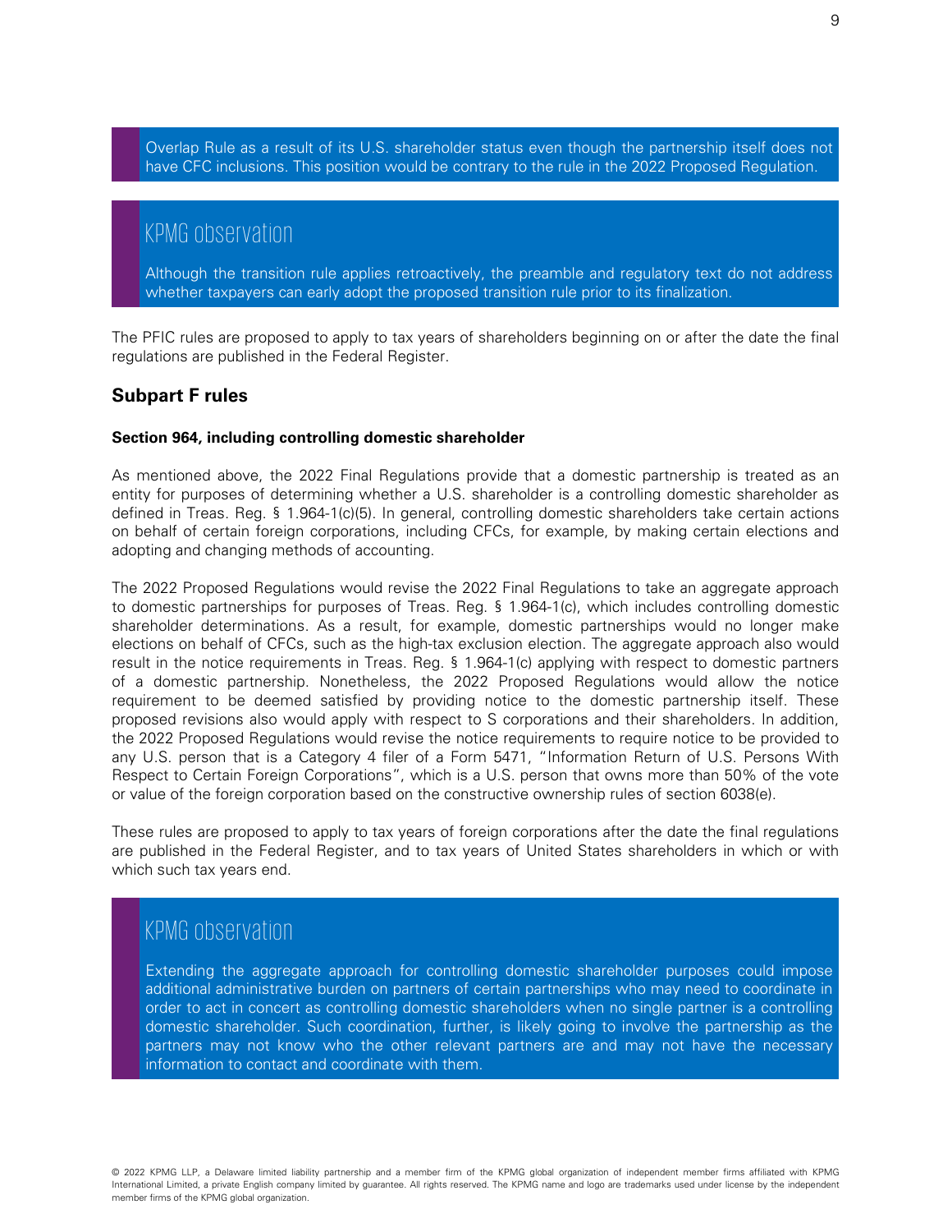Overlap Rule as a result of its U.S. shareholder status even though the partnership itself does not have CFC inclusions. This position would be contrary to the rule in the 2022 Proposed Regulation.

> **KPMG observation**
>
> Although the transition rule applies retroactively, the preamble and regulatory text do not address whether taxpayers can early adopt the proposed transition rule prior to its finalization.

The PFIC rules are proposed to apply to tax years of shareholders beginning on or after the date the final regulations are published in the Federal Register.

## Subpart F rules

#### Section 964, including controlling domestic shareholder

As mentioned above, the 2022 Final Regulations provide that a domestic partnership is treated as an entity for purposes of determining whether a U.S. shareholder is a controlling domestic shareholder as defined in Treas. Reg. § 1.964-1(c)(5). In general, controlling domestic shareholders take certain actions on behalf of certain foreign corporations, including CFCs, for example, by making certain elections and adopting and changing methods of accounting.

The 2022 Proposed Regulations would revise the 2022 Final Regulations to take an aggregate approach to domestic partnerships for purposes of Treas. Reg. § 1.964-1(c), which includes controlling domestic shareholder determinations. As a result, for example, domestic partnerships would no longer make elections on behalf of CFCs, such as the high-tax exclusion election. The aggregate approach also would result in the notice requirements in Treas. Reg. § 1.964-1(c) applying with respect to domestic partners of a domestic partnership. Nonetheless, the 2022 Proposed Regulations would allow the notice requirement to be deemed satisfied by providing notice to the domestic partnership itself. These proposed revisions also would apply with respect to S corporations and their shareholders. In addition, the 2022 Proposed Regulations would revise the notice requirements to require notice to be provided to any U.S. person that is a Category 4 filer of a Form 5471, "Information Return of U.S. Persons With Respect to Certain Foreign Corporations", which is a U.S. person that owns more than 50% of the vote or value of the foreign corporation based on the constructive ownership rules of section 6038(e).

These rules are proposed to apply to tax years of foreign corporations after the date the final regulations are published in the Federal Register, and to tax years of United States shareholders in which or with which such tax years end.

> **KPMG observation**
>
> Extending the aggregate approach for controlling domestic shareholder purposes could impose additional administrative burden on partners of certain partnerships who may need to coordinate in order to act in concert as controlling domestic shareholders when no single partner is a controlling domestic shareholder. Such coordination, further, is likely going to involve the partnership as the partners may not know who the other relevant partners are and may not have the necessary information to contact and coordinate with them.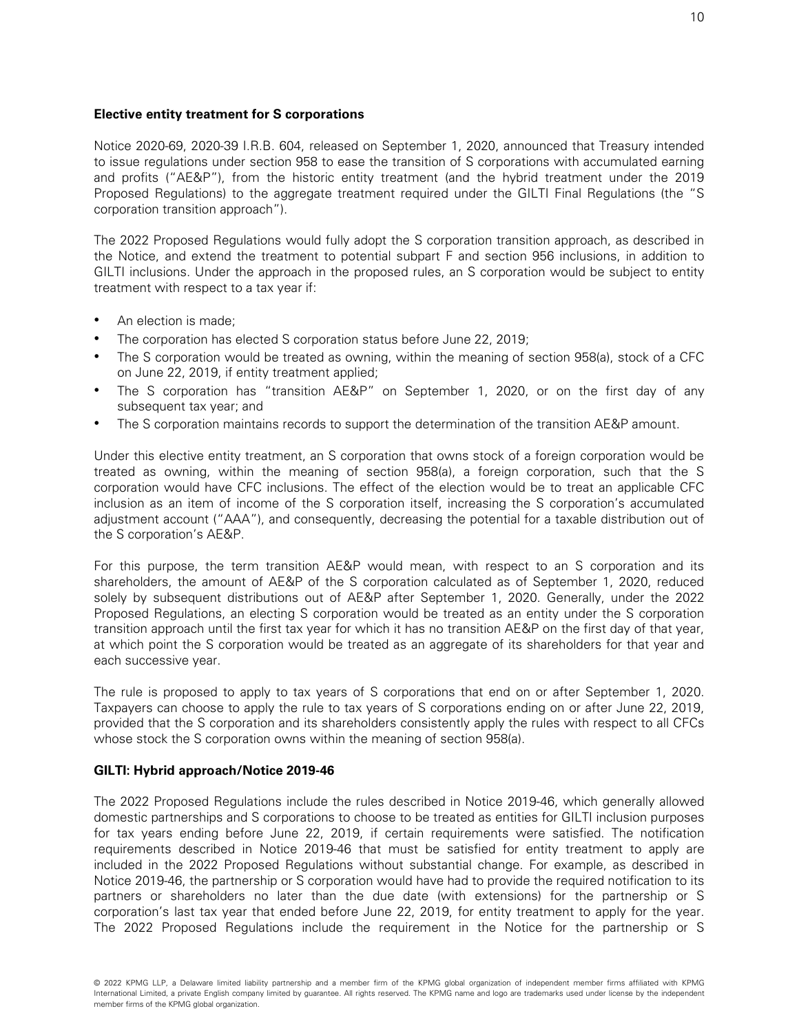**Elective entity treatment for S corporations**

Notice 2020-69, 2020-39 I.R.B. 604, released on September 1, 2020, announced that Treasury intended to issue regulations under section 958 to ease the transition of S corporations with accumulated earning and profits ("AE&P"), from the historic entity treatment (and the hybrid treatment under the 2019 Proposed Regulations) to the aggregate treatment required under the GILTI Final Regulations (the "S corporation transition approach").

The 2022 Proposed Regulations would fully adopt the S corporation transition approach, as described in the Notice, and extend the treatment to potential subpart F and section 956 inclusions, in addition to GILTI inclusions. Under the approach in the proposed rules, an S corporation would be subject to entity treatment with respect to a tax year if:

- An election is made;
- The corporation has elected S corporation status before June 22, 2019;
- The S corporation would be treated as owning, within the meaning of section 958(a), stock of a CFC on June 22, 2019, if entity treatment applied;
- The S corporation has "transition AE&P" on September 1, 2020, or on the first day of any subsequent tax year; and
- The S corporation maintains records to support the determination of the transition AE&P amount.

Under this elective entity treatment, an S corporation that owns stock of a foreign corporation would be treated as owning, within the meaning of section 958(a), a foreign corporation, such that the S corporation would have CFC inclusions. The effect of the election would be to treat an applicable CFC inclusion as an item of income of the S corporation itself, increasing the S corporation's accumulated adjustment account ("AAA"), and consequently, decreasing the potential for a taxable distribution out of the S corporation's AE&P.

For this purpose, the term transition AE&P would mean, with respect to an S corporation and its shareholders, the amount of AE&P of the S corporation calculated as of September 1, 2020, reduced solely by subsequent distributions out of AE&P after September 1, 2020. Generally, under the 2022 Proposed Regulations, an electing S corporation would be treated as an entity under the S corporation transition approach until the first tax year for which it has no transition AE&P on the first day of that year, at which point the S corporation would be treated as an aggregate of its shareholders for that year and each successive year.

The rule is proposed to apply to tax years of S corporations that end on or after September 1, 2020. Taxpayers can choose to apply the rule to tax years of S corporations ending on or after June 22, 2019, provided that the S corporation and its shareholders consistently apply the rules with respect to all CFCs whose stock the S corporation owns within the meaning of section 958(a).

**GILTI: Hybrid approach/Notice 2019-46**

The 2022 Proposed Regulations include the rules described in Notice 2019-46, which generally allowed domestic partnerships and S corporations to choose to be treated as entities for GILTI inclusion purposes for tax years ending before June 22, 2019, if certain requirements were satisfied. The notification requirements described in Notice 2019-46 that must be satisfied for entity treatment to apply are included in the 2022 Proposed Regulations without substantial change. For example, as described in Notice 2019-46, the partnership or S corporation would have had to provide the required notification to its partners or shareholders no later than the due date (with extensions) for the partnership or S corporation's last tax year that ended before June 22, 2019, for entity treatment to apply for the year. The 2022 Proposed Regulations include the requirement in the Notice for the partnership or S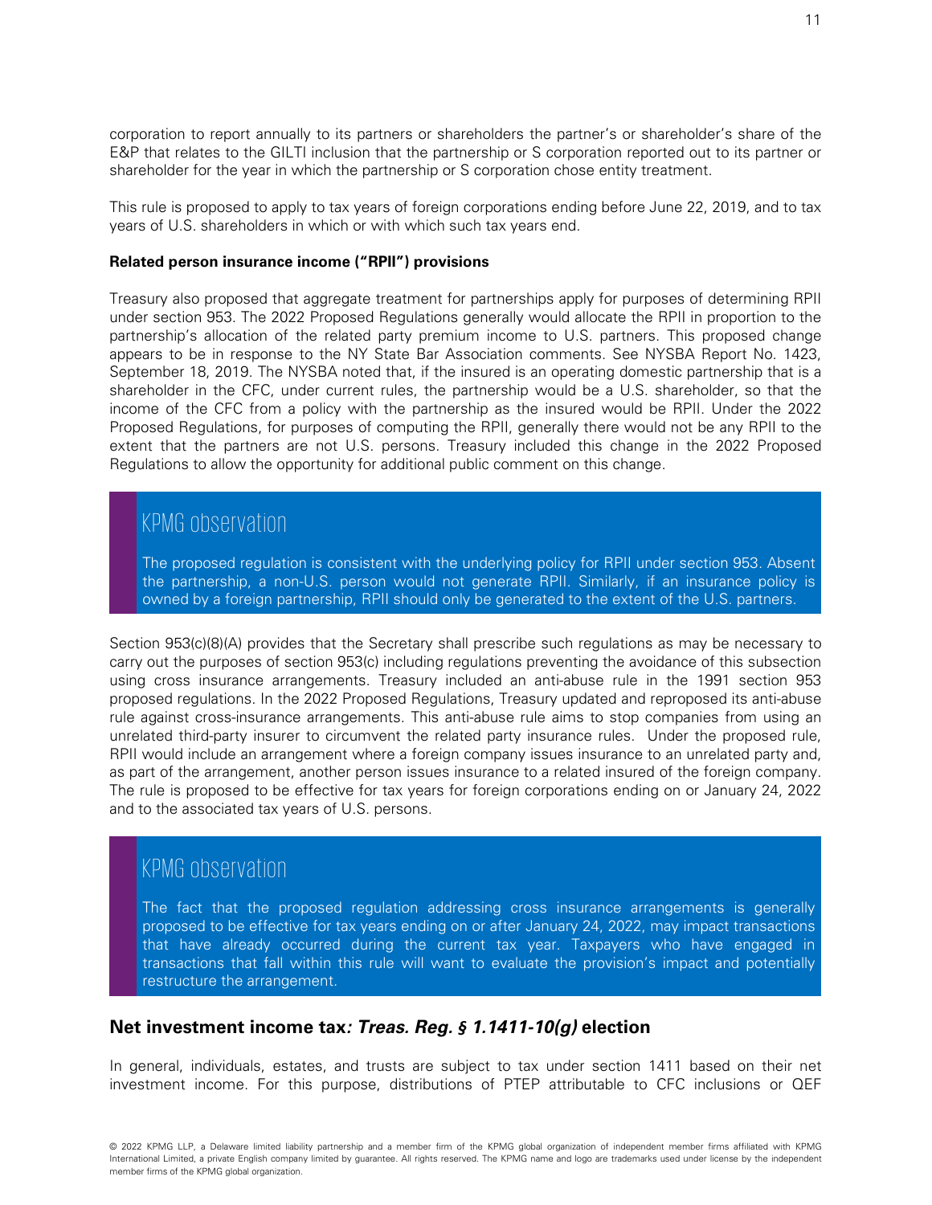corporation to report annually to its partners or shareholders the partner's or shareholder's share of the E&P that relates to the GILTI inclusion that the partnership or S corporation reported out to its partner or shareholder for the year in which the partnership or S corporation chose entity treatment.

This rule is proposed to apply to tax years of foreign corporations ending before June 22, 2019, and to tax years of U.S. shareholders in which or with which such tax years end.

**Related person insurance income ("RPII") provisions**

Treasury also proposed that aggregate treatment for partnerships apply for purposes of determining RPII under section 953. The 2022 Proposed Regulations generally would allocate the RPII in proportion to the partnership's allocation of the related party premium income to U.S. partners. This proposed change appears to be in response to the NY State Bar Association comments. See NYSBA Report No. 1423, September 18, 2019. The NYSBA noted that, if the insured is an operating domestic partnership that is a shareholder in the CFC, under current rules, the partnership would be a U.S. shareholder, so that the income of the CFC from a policy with the partnership as the insured would be RPII. Under the 2022 Proposed Regulations, for purposes of computing the RPII, generally there would not be any RPII to the extent that the partners are not U.S. persons. Treasury included this change in the 2022 Proposed Regulations to allow the opportunity for additional public comment on this change.

> ### KPMG observation
>
> The proposed regulation is consistent with the underlying policy for RPII under section 953. Absent the partnership, a non-U.S. person would not generate RPII. Similarly, if an insurance policy is owned by a foreign partnership, RPII should only be generated to the extent of the U.S. partners.

Section 953(c)(8)(A) provides that the Secretary shall prescribe such regulations as may be necessary to carry out the purposes of section 953(c) including regulations preventing the avoidance of this subsection using cross insurance arrangements. Treasury included an anti-abuse rule in the 1991 section 953 proposed regulations. In the 2022 Proposed Regulations, Treasury updated and reproposed its anti-abuse rule against cross-insurance arrangements. This anti-abuse rule aims to stop companies from using an unrelated third-party insurer to circumvent the related party insurance rules. Under the proposed rule, RPII would include an arrangement where a foreign company issues insurance to an unrelated party and, as part of the arrangement, another person issues insurance to a related insured of the foreign company. The rule is proposed to be effective for tax years for foreign corporations ending on or January 24, 2022 and to the associated tax years of U.S. persons.

> ### KPMG observation
>
> The fact that the proposed regulation addressing cross insurance arrangements is generally proposed to be effective for tax years ending on or after January 24, 2022, may impact transactions that have already occurred during the current tax year. Taxpayers who have engaged in transactions that fall within this rule will want to evaluate the provision's impact and potentially restructure the arrangement.

## Net investment income tax*: Treas. Reg. § 1.1411-10(g)* election

In general, individuals, estates, and trusts are subject to tax under section 1411 based on their net investment income. For this purpose, distributions of PTEP attributable to CFC inclusions or QEF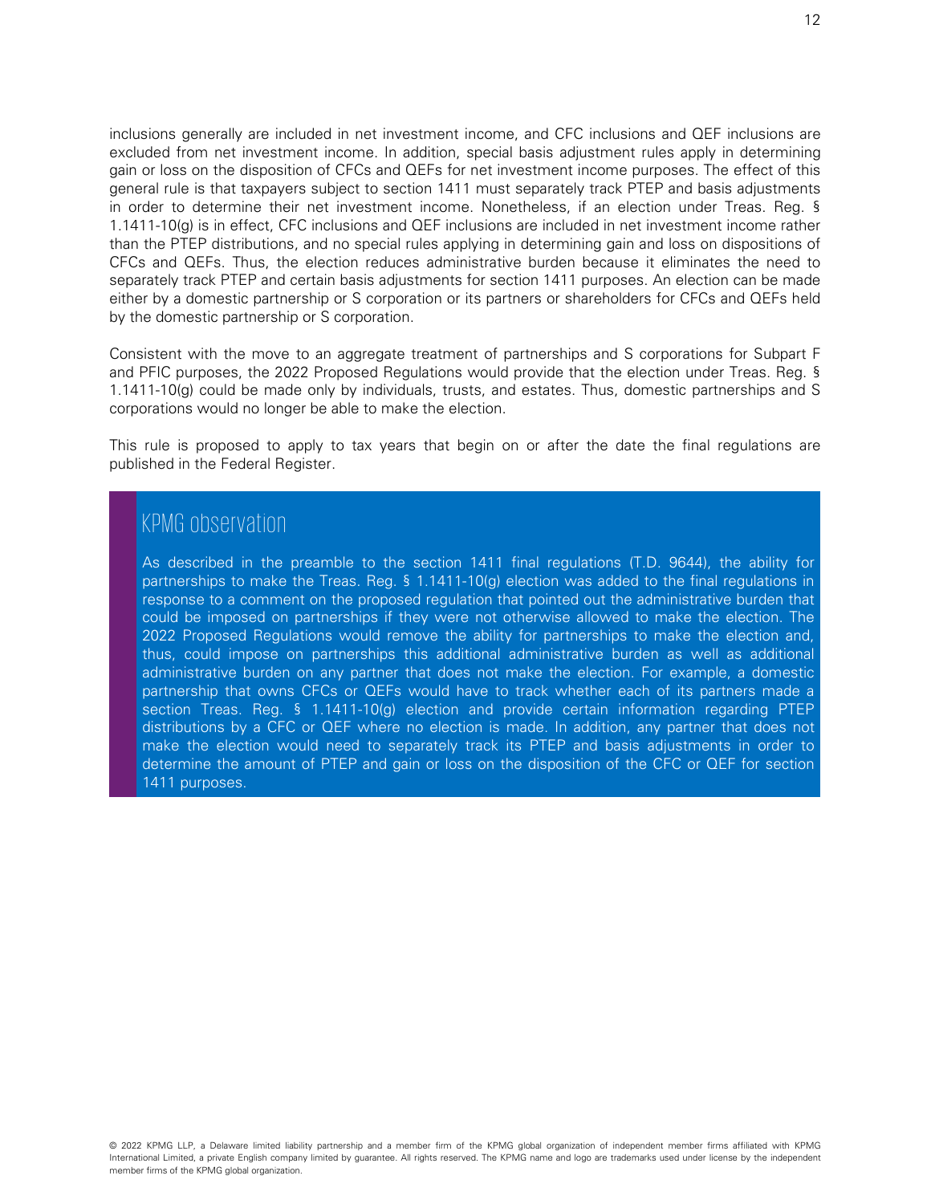inclusions generally are included in net investment income, and CFC inclusions and QEF inclusions are excluded from net investment income. In addition, special basis adjustment rules apply in determining gain or loss on the disposition of CFCs and QEFs for net investment income purposes. The effect of this general rule is that taxpayers subject to section 1411 must separately track PTEP and basis adjustments in order to determine their net investment income. Nonetheless, if an election under Treas. Reg. § 1.1411-10(g) is in effect, CFC inclusions and QEF inclusions are included in net investment income rather than the PTEP distributions, and no special rules applying in determining gain and loss on dispositions of CFCs and QEFs. Thus, the election reduces administrative burden because it eliminates the need to separately track PTEP and certain basis adjustments for section 1411 purposes. An election can be made either by a domestic partnership or S corporation or its partners or shareholders for CFCs and QEFs held by the domestic partnership or S corporation.

Consistent with the move to an aggregate treatment of partnerships and S corporations for Subpart F and PFIC purposes, the 2022 Proposed Regulations would provide that the election under Treas. Reg. § 1.1411-10(g) could be made only by individuals, trusts, and estates. Thus, domestic partnerships and S corporations would no longer be able to make the election.

This rule is proposed to apply to tax years that begin on or after the date the final regulations are published in the Federal Register.

## KPMG observation

As described in the preamble to the section 1411 final regulations (T.D. 9644), the ability for partnerships to make the Treas. Reg. § 1.1411-10(g) election was added to the final regulations in response to a comment on the proposed regulation that pointed out the administrative burden that could be imposed on partnerships if they were not otherwise allowed to make the election. The 2022 Proposed Regulations would remove the ability for partnerships to make the election and, thus, could impose on partnerships this additional administrative burden as well as additional administrative burden on any partner that does not make the election. For example, a domestic partnership that owns CFCs or QEFs would have to track whether each of its partners made a section Treas. Reg. § 1.1411-10(g) election and provide certain information regarding PTEP distributions by a CFC or QEF where no election is made. In addition, any partner that does not make the election would need to separately track its PTEP and basis adjustments in order to determine the amount of PTEP and gain or loss on the disposition of the CFC or QEF for section 1411 purposes.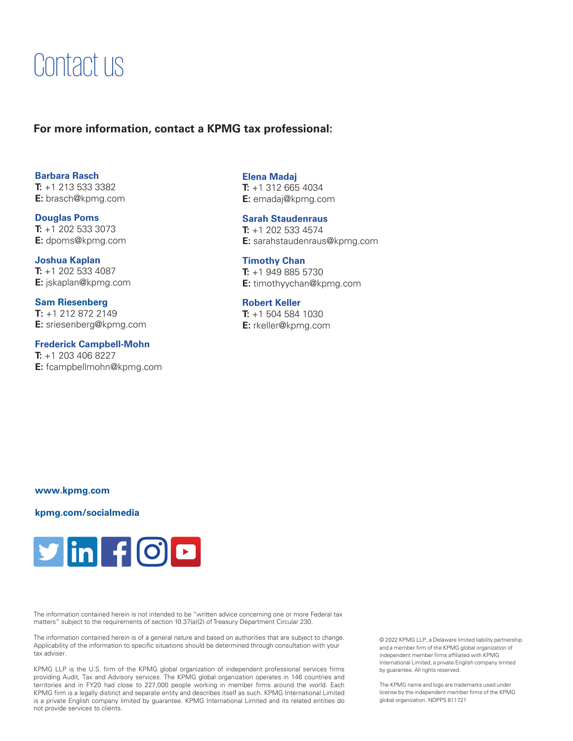# Contact us

**For more information, contact a KPMG tax professional:**

**Barbara Rasch**
**T:** +1 213 533 3382
**E:** brasch@kpmg.com

**Douglas Poms**
**T:** +1 202 533 3073
**E:** dpoms@kpmg.com

**Joshua Kaplan**
**T:** +1 202 533 4087
**E:** jskaplan@kpmg.com

**Sam Riesenberg**
**T:** +1 212 872 2149
**E:** sriesenberg@kpmg.com

**Frederick Campbell-Mohn**
**T:** +1 203 406 8227
**E:** fcampbellmohn@kpmg.com

**Elena Madaj**
**T:** +1 312 665 4034
**E:** emadaj@kpmg.com

**Sarah Staudenraus**
**T:** +1 202 533 4574
**E:** sarahstaudenraus@kpmg.com

**Timothy Chan**
**T:** +1 949 885 5730
**E:** timothyychan@kpmg.com

**Robert Keller**
**T:** +1 504 584 1030
**E:** rkeller@kpmg.com

**www.kpmg.com**

**kpmg.com/socialmedia**

The information contained herein is not intended to be "written advice concerning one or more Federal tax matters" subject to the requirements of section 10.37(a)(2) of Treasury Department Circular 230.

The information contained herein is of a general nature and based on authorities that are subject to change. Applicability of the information to specific situations should be determined through consultation with your tax adviser.

KPMG LLP is the U.S. firm of the KPMG global organization of independent professional services firms providing Audit, Tax and Advisory services. The KPMG global organization operates in 146 countries and territories and in FY20 had close to 227,000 people working in member firms around the world. Each KPMG firm is a legally distinct and separate entity and describes itself as such. KPMG International Limited is a private English company limited by guarantee. KPMG International Limited and its related entities do not provide services to clients.

© 2022 KPMG LLP, a Delaware limited liability partnership and a member firm of the KPMG global organization of independent member firms affiliated with KPMG International Limited, a private English company limited by guarantee. All rights reserved.

The KPMG name and logo are trademarks used under license by the independent member firms of the KPMG global organization. NDPPS 811721